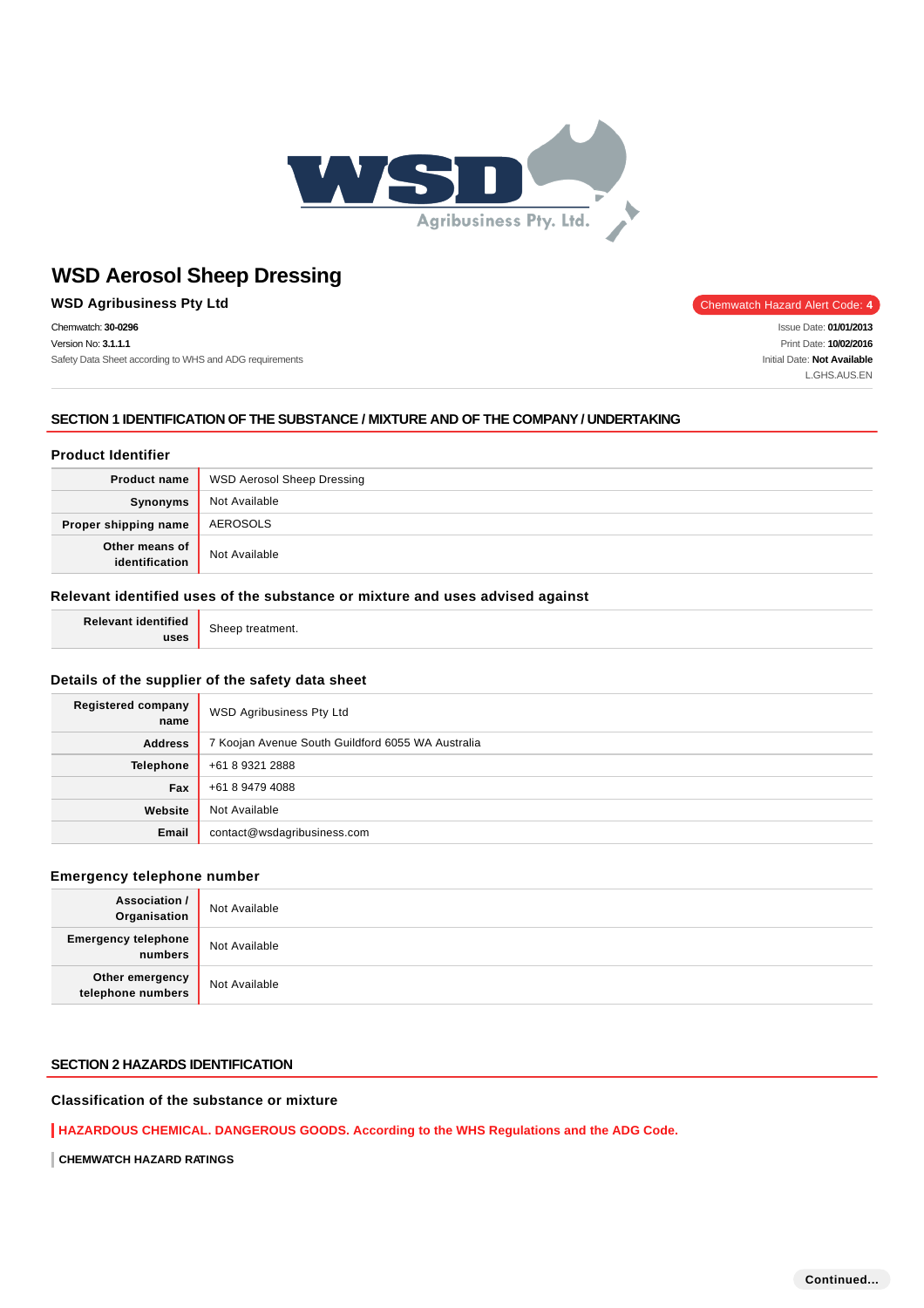# WSD Aerosol Sheep Dressing

**WSD Agribusiness Pty Ltd**

Chemwatch Hazard Alert Code: **4**

Chemwatch: **30-0296**
Version No: **3.1.1.1**
Safety Data Sheet according to WHS and ADG requirements

Issue Date: **01/01/2013**
Print Date: **10/02/2016**
Initial Date: **Not Available**
L.GHS.AUS.EN

## SECTION 1 IDENTIFICATION OF THE SUBSTANCE / MIXTURE AND OF THE COMPANY / UNDERTAKING

### Product Identifier

| | |
|---|---|
| **Product name** | WSD Aerosol Sheep Dressing |
| **Synonyms** | Not Available |
| **Proper shipping name** | AEROSOLS |
| **Other means of identification** | Not Available |

### Relevant identified uses of the substance or mixture and uses advised against

| | |
|---|---|
| **Relevant identified uses** | Sheep treatment. |

### Details of the supplier of the safety data sheet

| | |
|---|---|
| **Registered company name** | WSD Agribusiness Pty Ltd |
| **Address** | 7 Koojan Avenue South Guildford 6055 WA Australia |
| **Telephone** | +61 8 9321 2888 |
| **Fax** | +61 8 9479 4088 |
| **Website** | Not Available |
| **Email** | contact@wsdagribusiness.com |

### Emergency telephone number

| | |
|---|---|
| **Association / Organisation** | Not Available |
| **Emergency telephone numbers** | Not Available |
| **Other emergency telephone numbers** | Not Available |

## SECTION 2 HAZARDS IDENTIFICATION

### Classification of the substance or mixture

**HAZARDOUS CHEMICAL. DANGEROUS GOODS. According to the WHS Regulations and the ADG Code.**

**CHEMWATCH HAZARD RATINGS**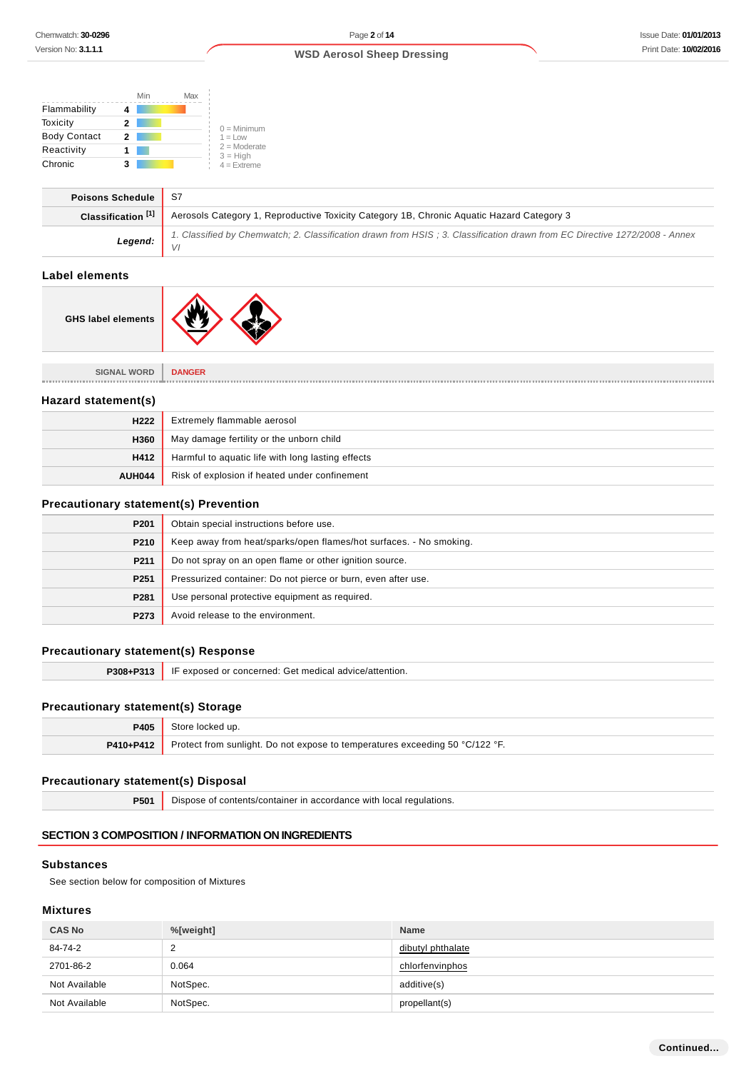| | | Min | Max |
|---|---|---|---|
| Flammability | 4 | | |
| Toxicity | 2 | | |
| Body Contact | 2 | | |
| Reactivity | 1 | | |
| Chronic | 3 | | |

0 = Minimum
1 = Low
2 = Moderate
3 = High
4 = Extreme

| | |
|---|---|
| **Poisons Schedule** | S7 |
| **Classification [1]** | Aerosols Category 1, Reproductive Toxicity Category 1B, Chronic Aquatic Hazard Category 3 |
| ***Legend:*** | *1. Classified by Chemwatch; 2. Classification drawn from HSIS ; 3. Classification drawn from EC Directive 1272/2008 - Annex VI* |

## Label elements

| | |
|---|---|
| **GHS label elements** | |
| **SIGNAL WORD** | **DANGER** |

## Hazard statement(s)

| | |
|---|---|
| **H222** | Extremely flammable aerosol |
| **H360** | May damage fertility or the unborn child |
| **H412** | Harmful to aquatic life with long lasting effects |
| **AUH044** | Risk of explosion if heated under confinement |

## Precautionary statement(s) Prevention

| | |
|---|---|
| **P201** | Obtain special instructions before use. |
| **P210** | Keep away from heat/sparks/open flames/hot surfaces. - No smoking. |
| **P211** | Do not spray on an open flame or other ignition source. |
| **P251** | Pressurized container: Do not pierce or burn, even after use. |
| **P281** | Use personal protective equipment as required. |
| **P273** | Avoid release to the environment. |

## Precautionary statement(s) Response

| | |
|---|---|
| **P308+P313** | IF exposed or concerned: Get medical advice/attention. |

## Precautionary statement(s) Storage

| | |
|---|---|
| **P405** | Store locked up. |
| **P410+P412** | Protect from sunlight. Do not expose to temperatures exceeding 50 °C/122 °F. |

## Precautionary statement(s) Disposal

| | |
|---|---|
| **P501** | Dispose of contents/container in accordance with local regulations. |

# SECTION 3 COMPOSITION / INFORMATION ON INGREDIENTS

## Substances

See section below for composition of Mixtures

## Mixtures

| CAS No | %[weight] | Name |
|---|---|---|
| 84-74-2 | 2 | dibutyl phthalate |
| 2701-86-2 | 0.064 | chlorfenvinphos |
| Not Available | NotSpec. | additive(s) |
| Not Available | NotSpec. | propellant(s) |

**Continued...**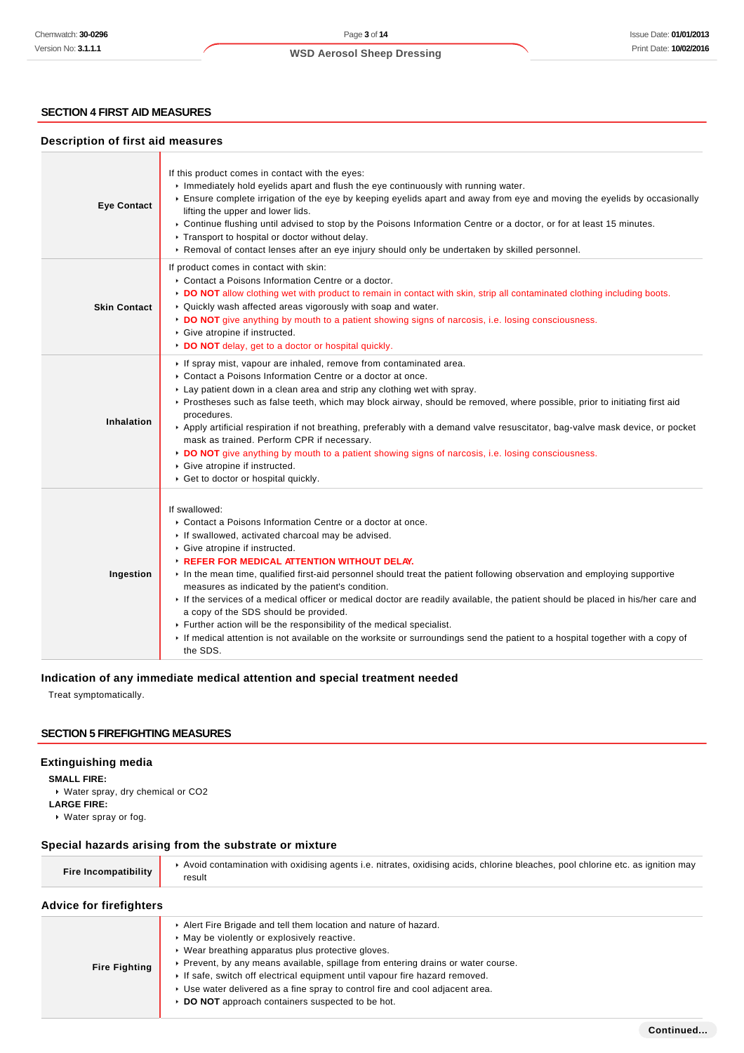## SECTION 4 FIRST AID MEASURES

### Description of first aid measures

| | |
|---|---|
| **Eye Contact** | If this product comes in contact with the eyes:<br>- Immediately hold eyelids apart and flush the eye continuously with running water.<br>- Ensure complete irrigation of the eye by keeping eyelids apart and away from eye and moving the eyelids by occasionally lifting the upper and lower lids.<br>- Continue flushing until advised to stop by the Poisons Information Centre or a doctor, or for at least 15 minutes.<br>- Transport to hospital or doctor without delay.<br>- Removal of contact lenses after an eye injury should only be undertaken by skilled personnel. |
| **Skin Contact** | If product comes in contact with skin:<br>- Contact a Poisons Information Centre or a doctor.<br>- **DO NOT** allow clothing wet with product to remain in contact with skin, strip all contaminated clothing including boots.<br>- Quickly wash affected areas vigorously with soap and water.<br>- **DO NOT** give anything by mouth to a patient showing signs of narcosis, i.e. losing consciousness.<br>- Give atropine if instructed.<br>- **DO NOT** delay, get to a doctor or hospital quickly. |
| **Inhalation** | - If spray mist, vapour are inhaled, remove from contaminated area.<br>- Contact a Poisons Information Centre or a doctor at once.<br>- Lay patient down in a clean area and strip any clothing wet with spray.<br>- Prostheses such as false teeth, which may block airway, should be removed, where possible, prior to initiating first aid procedures.<br>- Apply artificial respiration if not breathing, preferably with a demand valve resuscitator, bag-valve mask device, or pocket mask as trained. Perform CPR if necessary.<br>- **DO NOT** give anything by mouth to a patient showing signs of narcosis, i.e. losing consciousness.<br>- Give atropine if instructed.<br>- Get to doctor or hospital quickly. |
| **Ingestion** | If swallowed:<br>- Contact a Poisons Information Centre or a doctor at once.<br>- If swallowed, activated charcoal may be advised.<br>- Give atropine if instructed.<br>- **REFER FOR MEDICAL ATTENTION WITHOUT DELAY.**<br>- In the mean time, qualified first-aid personnel should treat the patient following observation and employing supportive measures as indicated by the patient's condition.<br>- If the services of a medical officer or medical doctor are readily available, the patient should be placed in his/her care and a copy of the SDS should be provided.<br>- Further action will be the responsibility of the medical specialist.<br>- If medical attention is not available on the worksite or surroundings send the patient to a hospital together with a copy of the SDS. |

### Indication of any immediate medical attention and special treatment needed

Treat symptomatically.

## SECTION 5 FIREFIGHTING MEASURES

### Extinguishing media

**SMALL FIRE:**
- Water spray, dry chemical or $CO_2$

**LARGE FIRE:**
- Water spray or fog.

### Special hazards arising from the substrate or mixture

| | |
|---|---|
| **Fire Incompatibility** | - Avoid contamination with oxidising agents i.e. nitrates, oxidising acids, chlorine bleaches, pool chlorine etc. as ignition may result |

### Advice for firefighters

| | |
|---|---|
| **Fire Fighting** | - Alert Fire Brigade and tell them location and nature of hazard.<br>- May be violently or explosively reactive.<br>- Wear breathing apparatus plus protective gloves.<br>- Prevent, by any means available, spillage from entering drains or water course.<br>- If safe, switch off electrical equipment until vapour fire hazard removed.<br>- Use water delivered as a fine spray to control fire and cool adjacent area.<br>- **DO NOT** approach containers suspected to be hot. |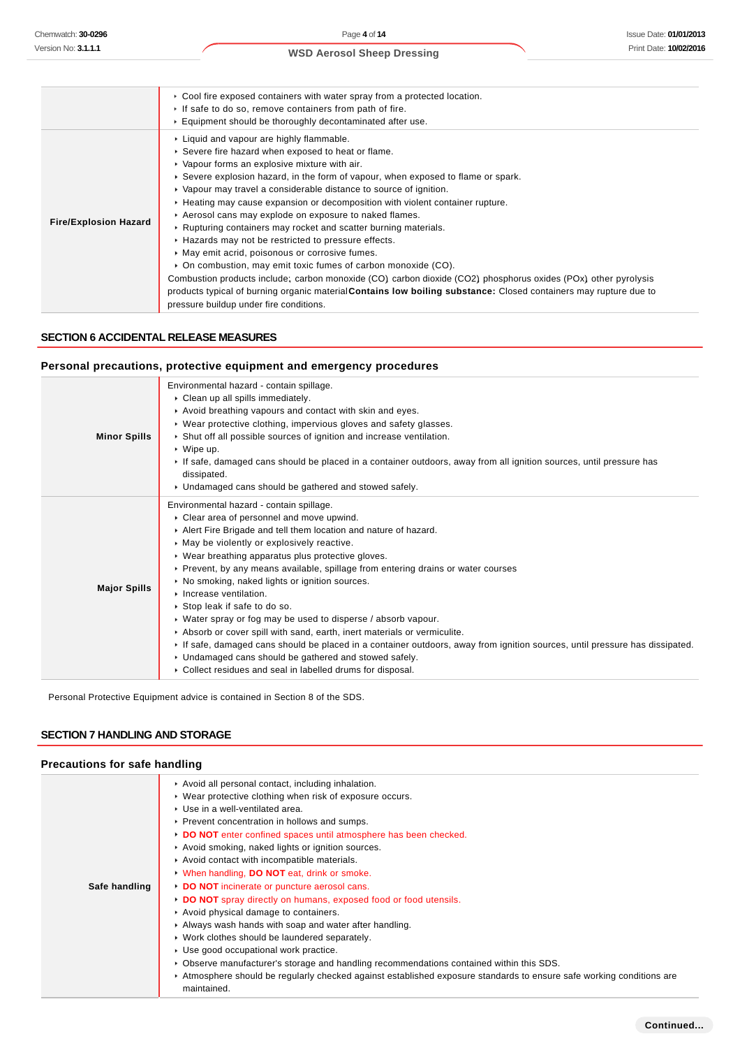| | |
|---|---|
| | ▸ Cool fire exposed containers with water spray from a protected location.<br>▸ If safe to do so, remove containers from path of fire.<br>▸ Equipment should be thoroughly decontaminated after use. |
| **Fire/Explosion Hazard** | ▸ Liquid and vapour are highly flammable.<br>▸ Severe fire hazard when exposed to heat or flame.<br>▸ Vapour forms an explosive mixture with air.<br>▸ Severe explosion hazard, in the form of vapour, when exposed to flame or spark.<br>▸ Vapour may travel a considerable distance to source of ignition.<br>▸ Heating may cause expansion or decomposition with violent container rupture.<br>▸ Aerosol cans may explode on exposure to naked flames.<br>▸ Rupturing containers may rocket and scatter burning materials.<br>▸ Hazards may not be restricted to pressure effects.<br>▸ May emit acrid, poisonous or corrosive fumes.<br>▸ On combustion, may emit toxic fumes of carbon monoxide (CO).<br>Combustion products include; carbon monoxide (CO) carbon dioxide ($CO_2$) phosphorus oxides (POx) other pyrolysis products typical of burning organic material**Contains low boiling substance:** Closed containers may rupture due to pressure buildup under fire conditions. |

## SECTION 6 ACCIDENTAL RELEASE MEASURES

### Personal precautions, protective equipment and emergency procedures

| | |
|---|---|
| **Minor Spills** | Environmental hazard - contain spillage.<br>▸ Clean up all spills immediately.<br>▸ Avoid breathing vapours and contact with skin and eyes.<br>▸ Wear protective clothing, impervious gloves and safety glasses.<br>▸ Shut off all possible sources of ignition and increase ventilation.<br>▸ Wipe up.<br>▸ If safe, damaged cans should be placed in a container outdoors, away from all ignition sources, until pressure has dissipated.<br>▸ Undamaged cans should be gathered and stowed safely. |
| **Major Spills** | Environmental hazard - contain spillage.<br>▸ Clear area of personnel and move upwind.<br>▸ Alert Fire Brigade and tell them location and nature of hazard.<br>▸ May be violently or explosively reactive.<br>▸ Wear breathing apparatus plus protective gloves.<br>▸ Prevent, by any means available, spillage from entering drains or water courses<br>▸ No smoking, naked lights or ignition sources.<br>▸ Increase ventilation.<br>▸ Stop leak if safe to do so.<br>▸ Water spray or fog may be used to disperse / absorb vapour.<br>▸ Absorb or cover spill with sand, earth, inert materials or vermiculite.<br>▸ If safe, damaged cans should be placed in a container outdoors, away from ignition sources, until pressure has dissipated.<br>▸ Undamaged cans should be gathered and stowed safely.<br>▸ Collect residues and seal in labelled drums for disposal. |

Personal Protective Equipment advice is contained in Section 8 of the SDS.

## SECTION 7 HANDLING AND STORAGE

### Precautions for safe handling

| | |
|---|---|
| **Safe handling** | ▸ Avoid all personal contact, including inhalation.<br>▸ Wear protective clothing when risk of exposure occurs.<br>▸ Use in a well-ventilated area.<br>▸ Prevent concentration in hollows and sumps.<br>▸ **DO NOT** enter confined spaces until atmosphere has been checked.<br>▸ Avoid smoking, naked lights or ignition sources.<br>▸ Avoid contact with incompatible materials.<br>▸ When handling, **DO NOT** eat, drink or smoke.<br>▸ **DO NOT** incinerate or puncture aerosol cans.<br>▸ **DO NOT** spray directly on humans, exposed food or food utensils.<br>▸ Avoid physical damage to containers.<br>▸ Always wash hands with soap and water after handling.<br>▸ Work clothes should be laundered separately.<br>▸ Use good occupational work practice.<br>▸ Observe manufacturer's storage and handling recommendations contained within this SDS.<br>▸ Atmosphere should be regularly checked against established exposure standards to ensure safe working conditions are maintained. |

Continued...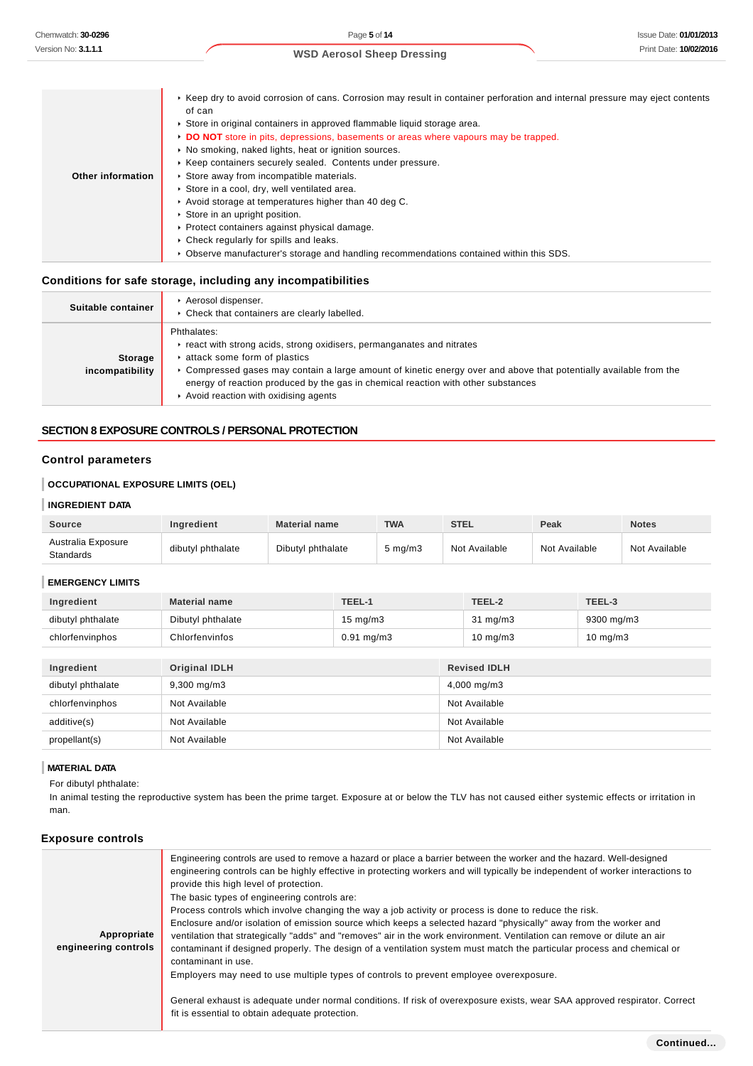| | |
|---|---|
| **Other information** | - Keep dry to avoid corrosion of cans. Corrosion may result in container perforation and internal pressure may eject contents of can<br>- Store in original containers in approved flammable liquid storage area.<br>- **DO NOT** store in pits, depressions, basements or areas where vapours may be trapped.<br>- No smoking, naked lights, heat or ignition sources.<br>- Keep containers securely sealed. Contents under pressure.<br>- Store away from incompatible materials.<br>- Store in a cool, dry, well ventilated area.<br>- Avoid storage at temperatures higher than 40 deg C.<br>- Store in an upright position.<br>- Protect containers against physical damage.<br>- Check regularly for spills and leaks.<br>- Observe manufacturer's storage and handling recommendations contained within this SDS. |

## Conditions for safe storage, including any incompatibilities

| | |
|---|---|
| **Suitable container** | - Aerosol dispenser.<br>- Check that containers are clearly labelled. |
| **Storage incompatibility** | Phthalates:<br>- react with strong acids, strong oxidisers, permanganates and nitrates<br>- attack some form of plastics<br>- Compressed gases may contain a large amount of kinetic energy over and above that potentially available from the energy of reaction produced by the gas in chemical reaction with other substances<br>- Avoid reaction with oxidising agents |

# SECTION 8 EXPOSURE CONTROLS / PERSONAL PROTECTION

## Control parameters

### OCCUPATIONAL EXPOSURE LIMITS (OEL)

### INGREDIENT DATA

| Source | Ingredient | Material name | TWA | STEL | Peak | Notes |
|---|---|---|---|---|---|---|
| Australia Exposure Standards | dibutyl phthalate | Dibutyl phthalate | 5 mg/m3 | Not Available | Not Available | Not Available |

### EMERGENCY LIMITS

| Ingredient | Material name | TEEL-1 | TEEL-2 | TEEL-3 |
|---|---|---|---|---|
| dibutyl phthalate | Dibutyl phthalate | 15 mg/m3 | 31 mg/m3 | 9300 mg/m3 |
| chlorfenvinphos | Chlorfenvinfos | 0.91 mg/m3 | 10 mg/m3 | 10 mg/m3 |

| Ingredient | Original IDLH | Revised IDLH |
|---|---|---|
| dibutyl phthalate | 9,300 mg/m3 | 4,000 mg/m3 |
| chlorfenvinphos | Not Available | Not Available |
| additive(s) | Not Available | Not Available |
| propellant(s) | Not Available | Not Available |

### MATERIAL DATA

For dibutyl phthalate:

In animal testing the reproductive system has been the prime target. Exposure at or below the TLV has not caused either systemic effects or irritation in man.

## Exposure controls

| | |
|---|---|
| **Appropriate engineering controls** | Engineering controls are used to remove a hazard or place a barrier between the worker and the hazard. Well-designed engineering controls can be highly effective in protecting workers and will typically be independent of worker interactions to provide this high level of protection.<br>The basic types of engineering controls are:<br>Process controls which involve changing the way a job activity or process is done to reduce the risk.<br>Enclosure and/or isolation of emission source which keeps a selected hazard "physically" away from the worker and ventilation that strategically "adds" and "removes" air in the work environment. Ventilation can remove or dilute an air contaminant if designed properly. The design of a ventilation system must match the particular process and chemical or contaminant in use.<br>Employers may need to use multiple types of controls to prevent employee overexposure.<br><br>General exhaust is adequate under normal conditions. If risk of overexposure exists, wear SAA approved respirator. Correct fit is essential to obtain adequate protection. |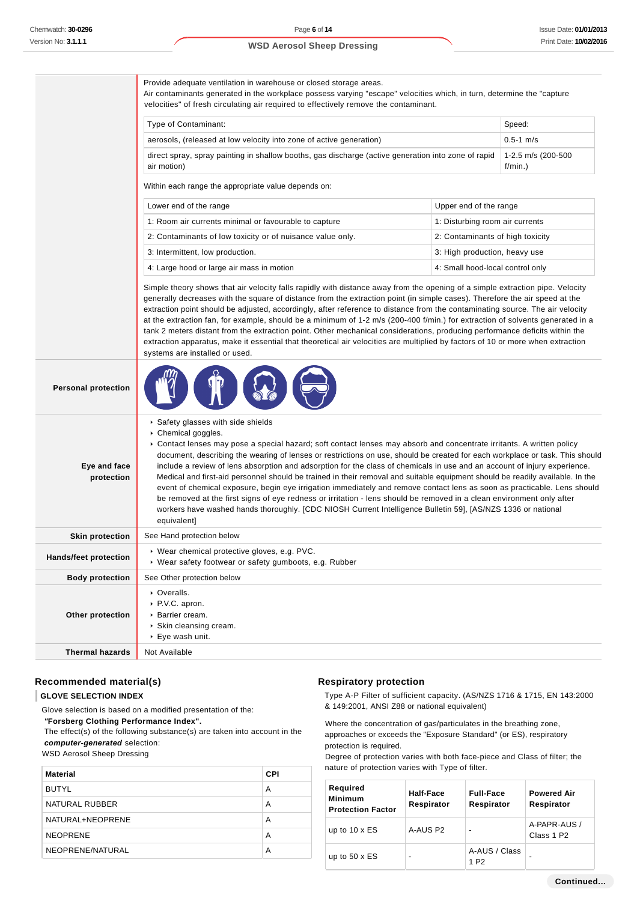Provide adequate ventilation in warehouse or closed storage areas.
Air contaminants generated in the workplace possess varying "escape" velocities which, in turn, determine the "capture velocities" of fresh circulating air required to effectively remove the contaminant.

| Type of Contaminant: | Speed: |
|---|---|
| aerosols, (released at low velocity into zone of active generation) | 0.5-1 m/s |
| direct spray, spray painting in shallow booths, gas discharge (active generation into zone of rapid air motion) | 1-2.5 m/s (200-500 f/min.) |

Within each range the appropriate value depends on:

| Lower end of the range | Upper end of the range |
|---|---|
| 1: Room air currents minimal or favourable to capture | 1: Disturbing room air currents |
| 2: Contaminants of low toxicity or of nuisance value only. | 2: Contaminants of high toxicity |
| 3: Intermittent, low production. | 3: High production, heavy use |
| 4: Large hood or large air mass in motion | 4: Small hood-local control only |

Simple theory shows that air velocity falls rapidly with distance away from the opening of a simple extraction pipe. Velocity generally decreases with the square of distance from the extraction point (in simple cases). Therefore the air speed at the extraction point should be adjusted, accordingly, after reference to distance from the contaminating source. The air velocity at the extraction fan, for example, should be a minimum of 1-2 m/s (200-400 f/min.) for extraction of solvents generated in a tank 2 meters distant from the extraction point. Other mechanical considerations, producing performance deficits within the extraction apparatus, make it essential that theoretical air velocities are multiplied by factors of 10 or more when extraction systems are installed or used.

**Personal protection**

**Eye and face protection**

- Safety glasses with side shields
- Chemical goggles.
- Contact lenses may pose a special hazard; soft contact lenses may absorb and concentrate irritants. A written policy document, describing the wearing of lenses or restrictions on use, should be created for each workplace or task. This should include a review of lens absorption and adsorption for the class of chemicals in use and an account of injury experience. Medical and first-aid personnel should be trained in their removal and suitable equipment should be readily available. In the event of chemical exposure, begin eye irrigation immediately and remove contact lens as soon as practicable. Lens should be removed at the first signs of eye redness or irritation - lens should be removed in a clean environment only after workers have washed hands thoroughly. [CDC NIOSH Current Intelligence Bulletin 59], [AS/NZS 1336 or national equivalent]

**Skin protection**

See Hand protection below

**Hands/feet protection**

- Wear chemical protective gloves, e.g. PVC.
- Wear safety footwear or safety gumboots, e.g. Rubber

**Body protection**

See Other protection below

**Other protection**

- Overalls.
- P.V.C. apron.
- Barrier cream.
- Skin cleansing cream.
- Eye wash unit.

**Thermal hazards**

Not Available

## Recommended material(s)

### GLOVE SELECTION INDEX

Glove selection is based on a modified presentation of the:
***"Forsberg Clothing Performance Index".***
The effect(s) of the following substance(s) are taken into account in the ***computer-generated*** selection:
WSD Aerosol Sheep Dressing

| Material | CPI |
|---|---|
| BUTYL | A |
| NATURAL RUBBER | A |
| NATURAL+NEOPRENE | A |
| NEOPRENE | A |
| NEOPRENE/NATURAL | A |

## Respiratory protection

Type A-P Filter of sufficient capacity. (AS/NZS 1716 & 1715, EN 143:2000 & 149:2001, ANSI Z88 or national equivalent)

Where the concentration of gas/particulates in the breathing zone, approaches or exceeds the "Exposure Standard" (or ES), respiratory protection is required.
Degree of protection varies with both face-piece and Class of filter; the nature of protection varies with Type of filter.

| Required Minimum Protection Factor | Half-Face Respirator | Full-Face Respirator | Powered Air Respirator |
|---|---|---|---|
| up to 10 x ES | A-AUS P2 | - | A-PAPR-AUS / Class 1 P2 |
| up to 50 x ES | - | A-AUS / Class 1 P2 | - |

Continued...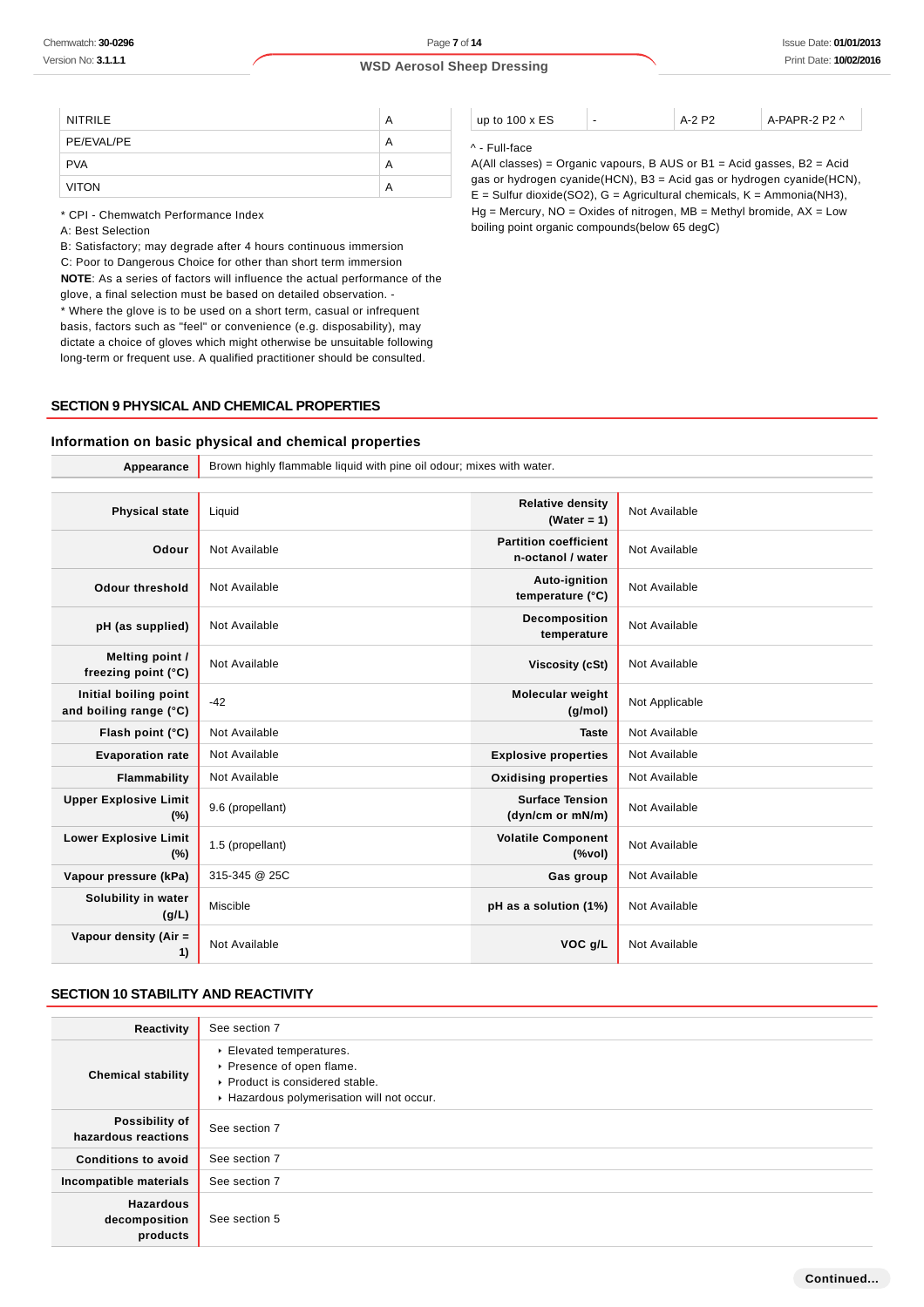| NITRILE | A |
|---|---|
| PE/EVAL/PE | A |
| PVA | A |
| VITON | A |

* CPI - Chemwatch Performance Index
A: Best Selection
B: Satisfactory; may degrade after 4 hours continuous immersion
C: Poor to Dangerous Choice for other than short term immersion
**NOTE**: As a series of factors will influence the actual performance of the glove, a final selection must be based on detailed observation. -
* Where the glove is to be used on a short term, casual or infrequent basis, factors such as "feel" or convenience (e.g. disposability), may dictate a choice of gloves which might otherwise be unsuitable following long-term or frequent use. A qualified practitioner should be consulted.

| up to 100 x ES | - | A-2 P2 | A-PAPR-2 P2 ^ |
|---|---|---|---|

^ - Full-face
A(All classes) = Organic vapours, B AUS or B1 = Acid gasses, B2 = Acid gas or hydrogen cyanide(HCN), B3 = Acid gas or hydrogen cyanide(HCN), E = Sulfur dioxide(SO2), G = Agricultural chemicals, K = Ammonia(NH3), Hg = Mercury, NO = Oxides of nitrogen, MB = Methyl bromide, AX = Low boiling point organic compounds(below 65 degC)

## SECTION 9 PHYSICAL AND CHEMICAL PROPERTIES

### Information on basic physical and chemical properties

| Appearance | Brown highly flammable liquid with pine oil odour; mixes with water. |
|---|---|

| Physical state | Liquid | Relative density (Water = 1) | Not Available |
|---|---|---|---|
| Odour | Not Available | Partition coefficient n-octanol / water | Not Available |
| Odour threshold | Not Available | Auto-ignition temperature (°C) | Not Available |
| pH (as supplied) | Not Available | Decomposition temperature | Not Available |
| Melting point / freezing point (°C) | Not Available | Viscosity (cSt) | Not Available |
| Initial boiling point and boiling range (°C) | -42 | Molecular weight (g/mol) | Not Applicable |
| Flash point (°C) | Not Available | Taste | Not Available |
| Evaporation rate | Not Available | Explosive properties | Not Available |
| Flammability | Not Available | Oxidising properties | Not Available |
| Upper Explosive Limit (%) | 9.6 (propellant) | Surface Tension (dyn/cm or mN/m) | Not Available |
| Lower Explosive Limit (%) | 1.5 (propellant) | Volatile Component (%vol) | Not Available |
| Vapour pressure (kPa) | 315-345 @ 25C | Gas group | Not Available |
| Solubility in water (g/L) | Miscible | pH as a solution (1%) | Not Available |
| Vapour density (Air = 1) | Not Available | VOC g/L | Not Available |

## SECTION 10 STABILITY AND REACTIVITY

| Reactivity | See section 7 |
|---|---|
| Chemical stability | ▸ Elevated temperatures.<br>▸ Presence of open flame.<br>▸ Product is considered stable.<br>▸ Hazardous polymerisation will not occur. |
| Possibility of hazardous reactions | See section 7 |
| Conditions to avoid | See section 7 |
| Incompatible materials | See section 7 |
| Hazardous decomposition products | See section 5 |

**Continued...**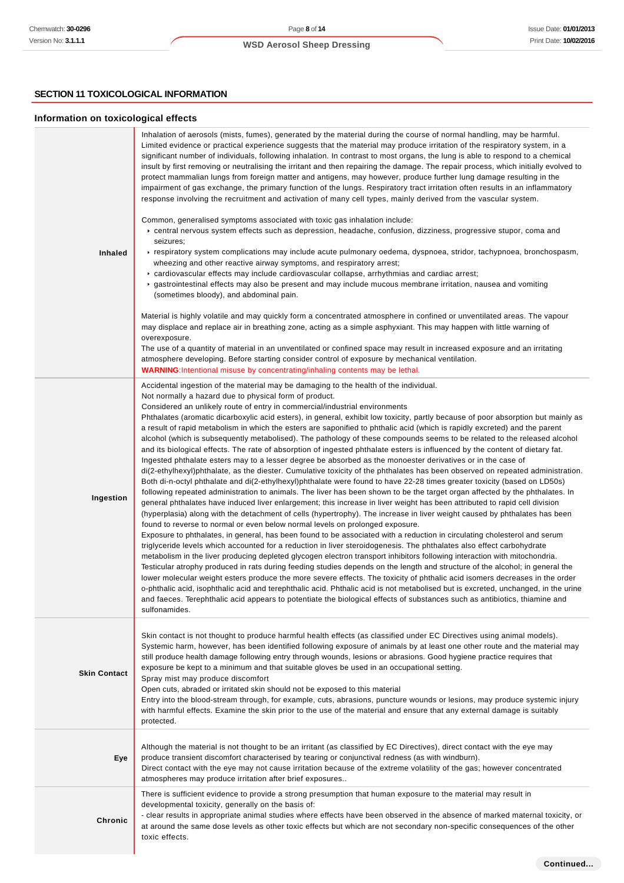## SECTION 11 TOXICOLOGICAL INFORMATION

### Information on toxicological effects

| | |
|---|---|
| **Inhaled** | Inhalation of aerosols (mists, fumes), generated by the material during the course of normal handling, may be harmful. Limited evidence or practical experience suggests that the material may produce irritation of the respiratory system, in a significant number of individuals, following inhalation. In contrast to most organs, the lung is able to respond to a chemical insult by first removing or neutralising the irritant and then repairing the damage. The repair process, which initially evolved to protect mammalian lungs from foreign matter and antigens, may however, produce further lung damage resulting in the impairment of gas exchange, the primary function of the lungs. Respiratory tract irritation often results in an inflammatory response involving the recruitment and activation of many cell types, mainly derived from the vascular system.<br><br>Common, generalised symptoms associated with toxic gas inhalation include:<br>▸ central nervous system effects such as depression, headache, confusion, dizziness, progressive stupor, coma and seizures;<br>▸ respiratory system complications may include acute pulmonary oedema, dyspnoea, stridor, tachypnoea, bronchospasm, wheezing and other reactive airway symptoms, and respiratory arrest;<br>▸ cardiovascular effects may include cardiovascular collapse, arrhythmias and cardiac arrest;<br>▸ gastrointestinal effects may also be present and may include mucous membrane irritation, nausea and vomiting (sometimes bloody), and abdominal pain.<br><br>Material is highly volatile and may quickly form a concentrated atmosphere in confined or unventilated areas. The vapour may displace and replace air in breathing zone, acting as a simple asphyxiant. This may happen with little warning of overexposure.<br>The use of a quantity of material in an unventilated or confined space may result in increased exposure and an irritating atmosphere developing. Before starting consider control of exposure by mechanical ventilation.<br>**WARNING**:Intentional misuse by concentrating/inhaling contents may be lethal. |
| **Ingestion** | Accidental ingestion of the material may be damaging to the health of the individual.<br>Not normally a hazard due to physical form of product.<br>Considered an unlikely route of entry in commercial/industrial environments<br>Phthalates (aromatic dicarboxylic acid esters), in general, exhibit low toxicity, partly because of poor absorption but mainly as a result of rapid metabolism in which the esters are saponified to phthalic acid (which is rapidly excreted) and the parent alcohol (which is subsequently metabolised). The pathology of these compounds seems to be related to the released alcohol and its biological effects. The rate of absorption of ingested phthalate esters is influenced by the content of dietary fat. Ingested phthalate esters may to a lesser degree be absorbed as the monoester derivatives or in the case of di(2-ethylhexyl)phthalate, as the diester. Cumulative toxicity of the phthalates has been observed on repeated administration. Both di-n-octyl phthalate and di(2-ethylhexyl)phthalate were found to have 22-28 times greater toxicity (based on LD50s) following repeated administration to animals. The liver has been shown to be the target organ affected by the phthalates. In general phthalates have induced liver enlargement; this increase in liver weight has been attributed to rapid cell division (hyperplasia) along with the detachment of cells (hypertrophy). The increase in liver weight caused by phthalates has been found to reverse to normal or even below normal levels on prolonged exposure.<br>Exposure to phthalates, in general, has been found to be associated with a reduction in circulating cholesterol and serum triglyceride levels which accounted for a reduction in liver steroidogenesis. The phthalates also effect carbohydrate metabolism in the liver producing depleted glycogen electron transport inhibitors following interaction with mitochondria. Testicular atrophy produced in rats during feeding studies depends on the length and structure of the alcohol; in general the lower molecular weight esters produce the more severe effects. The toxicity of phthalic acid isomers decreases in the order o-phthalic acid, isophthalic acid and terephthalic acid. Phthalic acid is not metabolised but is excreted, unchanged, in the urine and faeces. Terephthalic acid appears to potentiate the biological effects of substances such as antibiotics, thiamine and sulfonamides. |
| **Skin Contact** | Skin contact is not thought to produce harmful health effects (as classified under EC Directives using animal models). Systemic harm, however, has been identified following exposure of animals by at least one other route and the material may still produce health damage following entry through wounds, lesions or abrasions. Good hygiene practice requires that exposure be kept to a minimum and that suitable gloves be used in an occupational setting.<br>Spray mist may produce discomfort<br>Open cuts, abraded or irritated skin should not be exposed to this material<br>Entry into the blood-stream through, for example, cuts, abrasions, puncture wounds or lesions, may produce systemic injury with harmful effects. Examine the skin prior to the use of the material and ensure that any external damage is suitably protected. |
| **Eye** | Although the material is not thought to be an irritant (as classified by EC Directives), direct contact with the eye may produce transient discomfort characterised by tearing or conjunctival redness (as with windburn).<br>Direct contact with the eye may not cause irritation because of the extreme volatility of the gas; however concentrated atmospheres may produce irritation after brief exposures.. |
| **Chronic** | There is sufficient evidence to provide a strong presumption that human exposure to the material may result in developmental toxicity, generally on the basis of:<br>- clear results in appropriate animal studies where effects have been observed in the absence of marked maternal toxicity, or at around the same dose levels as other toxic effects but which are not secondary non-specific consequences of the other toxic effects. |

Continued...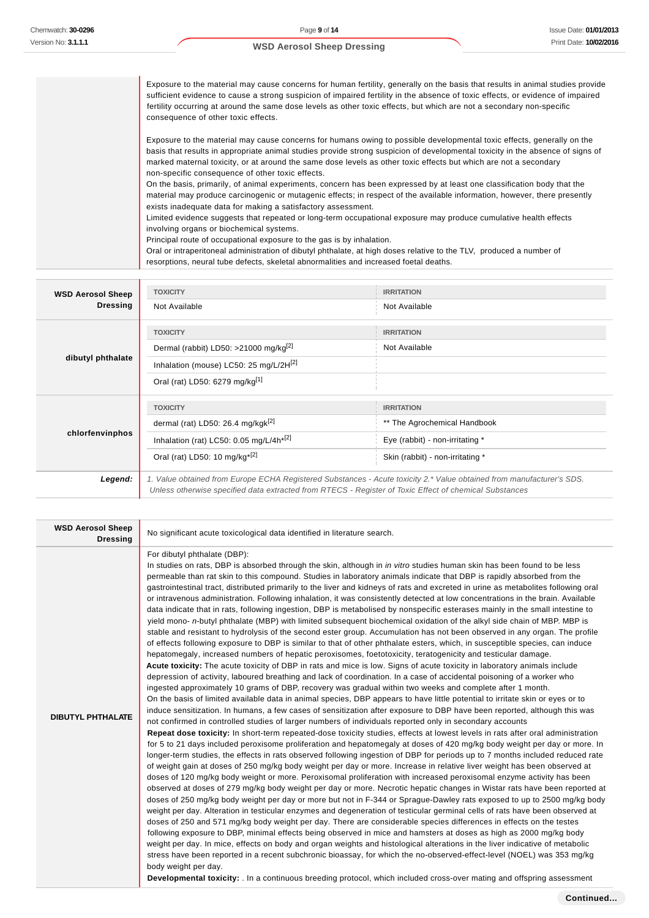| | |
|---|---|
| | Exposure to the material may cause concerns for human fertility, generally on the basis that results in animal studies provide sufficient evidence to cause a strong suspicion of impaired fertility in the absence of toxic effects, or evidence of impaired fertility occurring at around the same dose levels as other toxic effects, but which are not a secondary non-specific consequence of other toxic effects.<br><br>Exposure to the material may cause concerns for humans owing to possible developmental toxic effects, generally on the basis that results in appropriate animal studies provide strong suspicion of developmental toxicity in the absence of signs of marked maternal toxicity, or at around the same dose levels as other toxic effects but which are not a secondary non-specific consequence of other toxic effects.<br>On the basis, primarily, of animal experiments, concern has been expressed by at least one classification body that the material may produce carcinogenic or mutagenic effects; in respect of the available information, however, there presently exists inadequate data for making a satisfactory assessment.<br>Limited evidence suggests that repeated or long-term occupational exposure may produce cumulative health effects involving organs or biochemical systems.<br>Principal route of occupational exposure to the gas is by inhalation.<br>Oral or intraperitoneal administration of dibutyl phthalate, at high doses relative to the TLV, produced a number of resorptions, neural tube defects, skeletal abnormalities and increased foetal deaths. |

| | TOXICITY | IRRITATION |
|---|---|---|
| **WSD Aerosol Sheep Dressing** | Not Available | Not Available |
| **dibutyl phthalate** | **TOXICITY** | **IRRITATION** |
| | Dermal (rabbit) LD50: >21000 mg/kg[2] | Not Available |
| | Inhalation (mouse) LC50: 25 mg/L/2H[2] | |
| | Oral (rat) LD50: 6279 mg/kg[1] | |
| **chlorfenvinphos** | **TOXICITY** | **IRRITATION** |
| | dermal (rat) LD50: 26.4 mg/kgk[2] | ** The Agrochemical Handbook |
| | Inhalation (rat) LC50: 0.05 mg/L/4h*[2] | Eye (rabbit) - non-irritating * |
| | Oral (rat) LD50: 10 mg/kg*[2] | Skin (rabbit) - non-irritating * |
| ***Legend:*** | *1. Value obtained from Europe ECHA Registered Substances - Acute toxicity 2.* Value obtained from manufacturer's SDS. Unless otherwise specified data extracted from RTECS - Register of Toxic Effect of chemical Substances* | |

| | |
|---|---|
| **WSD Aerosol Sheep Dressing** | No significant acute toxicological data identified in literature search. |
| **DIBUTYL PHTHALATE** | For dibutyl phthalate (DBP):<br>In studies on rats, DBP is absorbed through the skin, although in *in vitro* studies human skin has been found to be less permeable than rat skin to this compound. Studies in laboratory animals indicate that DBP is rapidly absorbed from the gastrointestinal tract, distributed primarily to the liver and kidneys of rats and excreted in urine as metabolites following oral or intravenous administration. Following inhalation, it was consistently detected at low concentrations in the brain. Available data indicate that in rats, following ingestion, DBP is metabolised by nonspecific esterases mainly in the small intestine to yield mono- *n*-butyl phthalate (MBP) with limited subsequent biochemical oxidation of the alkyl side chain of MBP. MBP is stable and resistant to hydrolysis of the second ester group. Accumulation has not been observed in any organ. The profile of effects following exposure to DBP is similar to that of other phthalate esters, which, in susceptible species, can induce hepatomegaly, increased numbers of hepatic peroxisomes, foetotoxicity, teratogenicity and testicular damage.<br>**Acute toxicity:** The acute toxicity of DBP in rats and mice is low. Signs of acute toxicity in laboratory animals include depression of activity, laboured breathing and lack of coordination. In a case of accidental poisoning of a worker who ingested approximately 10 grams of DBP, recovery was gradual within two weeks and complete after 1 month.<br>On the basis of limited available data in animal species, DBP appears to have little potential to irritate skin or eyes or to induce sensitization. In humans, a few cases of sensitization after exposure to DBP have been reported, although this was not confirmed in controlled studies of larger numbers of individuals reported only in secondary accounts<br>**Repeat dose toxicity:** In short-term repeated-dose toxicity studies, effects at lowest levels in rats after oral administration for 5 to 21 days included peroxisome proliferation and hepatomegaly at doses of 420 mg/kg body weight per day or more. In longer-term studies, the effects in rats observed following ingestion of DBP for periods up to 7 months included reduced rate of weight gain at doses of 250 mg/kg body weight per day or more. Increase in relative liver weight has been observed at doses of 120 mg/kg body weight or more. Peroxisomal proliferation with increased peroxisomal enzyme activity has been observed at doses of 279 mg/kg body weight per day or more. Necrotic hepatic changes in Wistar rats have been reported at doses of 250 mg/kg body weight per day or more but not in F-344 or Sprague-Dawley rats exposed to up to 2500 mg/kg body weight per day. Alteration in testicular enzymes and degeneration of testicular germinal cells of rats have been observed at doses of 250 and 571 mg/kg body weight per day. There are considerable species differences in effects on the testes following exposure to DBP, minimal effects being observed in mice and hamsters at doses as high as 2000 mg/kg body weight per day. In mice, effects on body and organ weights and histological alterations in the liver indicative of metabolic stress have been reported in a recent subchronic bioassay, for which the no-observed-effect-level (NOEL) was 353 mg/kg body weight per day.<br>**Developmental toxicity:** . In a continuous breeding protocol, which included cross-over mating and offspring assessment |

**Continued...**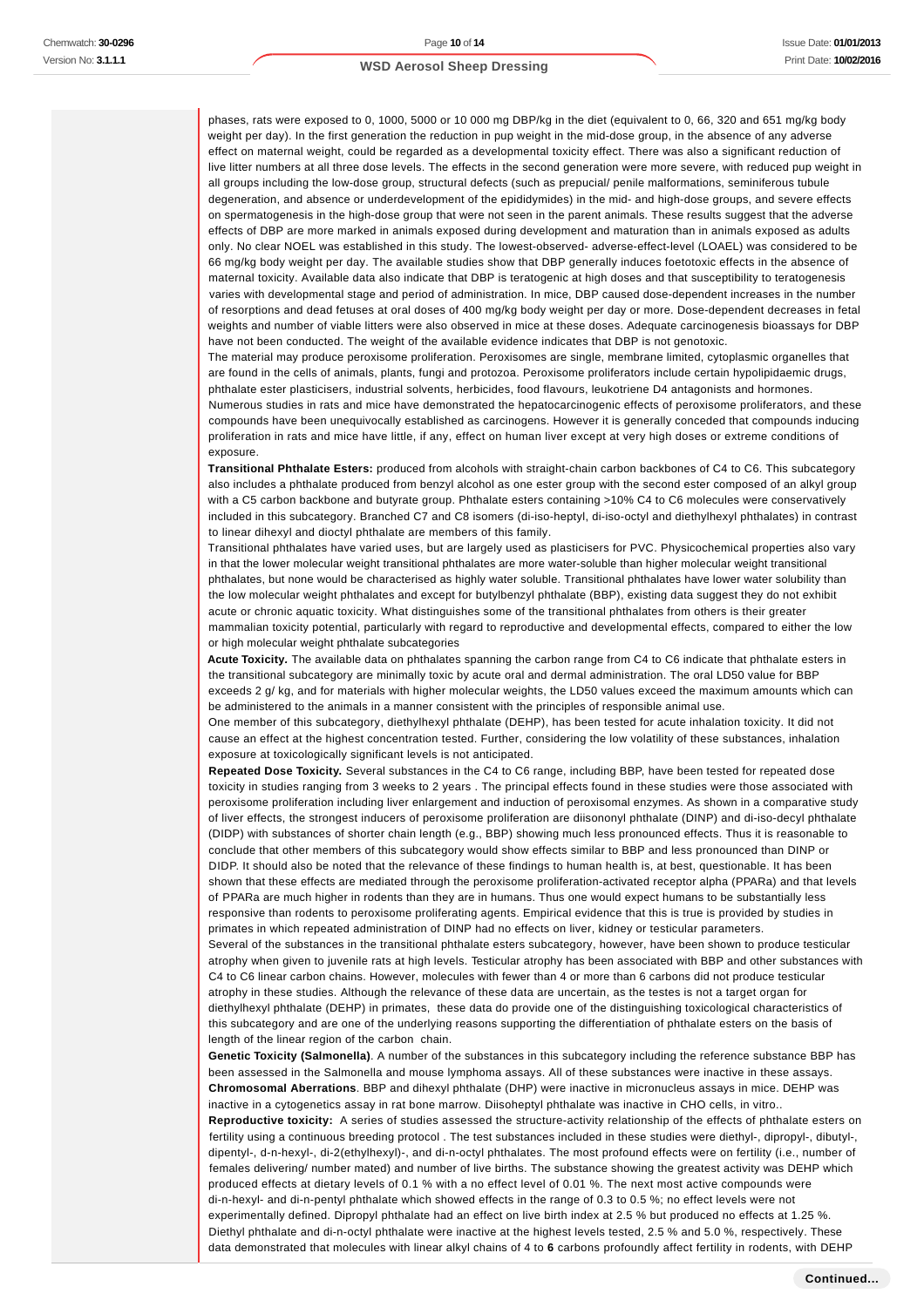phases, rats were exposed to 0, 1000, 5000 or 10 000 mg DBP/kg in the diet (equivalent to 0, 66, 320 and 651 mg/kg body weight per day). In the first generation the reduction in pup weight in the mid-dose group, in the absence of any adverse effect on maternal weight, could be regarded as a developmental toxicity effect. There was also a significant reduction of live litter numbers at all three dose levels. The effects in the second generation were more severe, with reduced pup weight in all groups including the low-dose group, structural defects (such as prepucial/ penile malformations, seminiferous tubule degeneration, and absence or underdevelopment of the epididymides) in the mid- and high-dose groups, and severe effects on spermatogenesis in the high-dose group that were not seen in the parent animals. These results suggest that the adverse effects of DBP are more marked in animals exposed during development and maturation than in animals exposed as adults only. No clear NOEL was established in this study. The lowest-observed- adverse-effect-level (LOAEL) was considered to be 66 mg/kg body weight per day. The available studies show that DBP generally induces foetotoxic effects in the absence of maternal toxicity. Available data also indicate that DBP is teratogenic at high doses and that susceptibility to teratogenesis varies with developmental stage and period of administration. In mice, DBP caused dose-dependent increases in the number of resorptions and dead fetuses at oral doses of 400 mg/kg body weight per day or more. Dose-dependent decreases in fetal weights and number of viable litters were also observed in mice at these doses. Adequate carcinogenesis bioassays for DBP have not been conducted. The weight of the available evidence indicates that DBP is not genotoxic.

The material may produce peroxisome proliferation. Peroxisomes are single, membrane limited, cytoplasmic organelles that are found in the cells of animals, plants, fungi and protozoa. Peroxisome proliferators include certain hypolipidaemic drugs, phthalate ester plasticisers, industrial solvents, herbicides, food flavours, leukotriene D4 antagonists and hormones.

Numerous studies in rats and mice have demonstrated the hepatocarcinogenic effects of peroxisome proliferators, and these compounds have been unequivocally established as carcinogens. However it is generally conceded that compounds inducing proliferation in rats and mice have little, if any, effect on human liver except at very high doses or extreme conditions of exposure.

**Transitional Phthalate Esters:** produced from alcohols with straight-chain carbon backbones of C4 to C6. This subcategory also includes a phthalate produced from benzyl alcohol as one ester group with the second ester composed of an alkyl group with a C5 carbon backbone and butyrate group. Phthalate esters containing >10% C4 to C6 molecules were conservatively included in this subcategory. Branched C7 and C8 isomers (di-iso-heptyl, di-iso-octyl and diethylhexyl phthalates) in contrast to linear dihexyl and dioctyl phthalate are members of this family.

Transitional phthalates have varied uses, but are largely used as plasticisers for PVC. Physicochemical properties also vary in that the lower molecular weight transitional phthalates are more water-soluble than higher molecular weight transitional phthalates, but none would be characterised as highly water soluble. Transitional phthalates have lower water solubility than the low molecular weight phthalates and except for butylbenzyl phthalate (BBP), existing data suggest they do not exhibit acute or chronic aquatic toxicity. What distinguishes some of the transitional phthalates from others is their greater mammalian toxicity potential, particularly with regard to reproductive and developmental effects, compared to either the low or high molecular weight phthalate subcategories

**Acute Toxicity.** The available data on phthalates spanning the carbon range from C4 to C6 indicate that phthalate esters in the transitional subcategory are minimally toxic by acute oral and dermal administration. The oral LD50 value for BBP exceeds 2 g/ kg, and for materials with higher molecular weights, the LD50 values exceed the maximum amounts which can be administered to the animals in a manner consistent with the principles of responsible animal use.

One member of this subcategory, diethylhexyl phthalate (DEHP), has been tested for acute inhalation toxicity. It did not cause an effect at the highest concentration tested. Further, considering the low volatility of these substances, inhalation exposure at toxicologically significant levels is not anticipated.

**Repeated Dose Toxicity.** Several substances in the C4 to C6 range, including BBP, have been tested for repeated dose toxicity in studies ranging from 3 weeks to 2 years . The principal effects found in these studies were those associated with peroxisome proliferation including liver enlargement and induction of peroxisomal enzymes. As shown in a comparative study of liver effects, the strongest inducers of peroxisome proliferation are diisononyl phthalate (DINP) and di-iso-decyl phthalate (DIDP) with substances of shorter chain length (e.g., BBP) showing much less pronounced effects. Thus it is reasonable to conclude that other members of this subcategory would show effects similar to BBP and less pronounced than DINP or DIDP. It should also be noted that the relevance of these findings to human health is, at best, questionable. It has been shown that these effects are mediated through the peroxisome proliferation-activated receptor alpha (PPARa) and that levels of PPARa are much higher in rodents than they are in humans. Thus one would expect humans to be substantially less responsive than rodents to peroxisome proliferating agents. Empirical evidence that this is true is provided by studies in primates in which repeated administration of DINP had no effects on liver, kidney or testicular parameters.

Several of the substances in the transitional phthalate esters subcategory, however, have been shown to produce testicular atrophy when given to juvenile rats at high levels. Testicular atrophy has been associated with BBP and other substances with C4 to C6 linear carbon chains. However, molecules with fewer than 4 or more than 6 carbons did not produce testicular atrophy in these studies. Although the relevance of these data are uncertain, as the testes is not a target organ for diethylhexyl phthalate (DEHP) in primates, these data do provide one of the distinguishing toxicological characteristics of this subcategory and are one of the underlying reasons supporting the differentiation of phthalate esters on the basis of length of the linear region of the carbon chain.

**Genetic Toxicity (Salmonella)**. A number of the substances in this subcategory including the reference substance BBP has been assessed in the Salmonella and mouse lymphoma assays. All of these substances were inactive in these assays.

**Chromosomal Aberrations**. BBP and dihexyl phthalate (DHP) were inactive in micronucleus assays in mice. DEHP was inactive in a cytogenetics assay in rat bone marrow. Diisoheptyl phthalate was inactive in CHO cells, in vitro..

**Reproductive toxicity:** A series of studies assessed the structure-activity relationship of the effects of phthalate esters on fertility using a continuous breeding protocol . The test substances included in these studies were diethyl-, dipropyl-, dibutyl-, dipentyl-, di-n-hexyl-, di-2(ethylhexyl)-, and di-n-octyl phthalates. The most profound effects were on fertility (i.e., number of females delivering/ number mated) and number of live births. The substance showing the greatest activity was DEHP which produced effects at dietary levels of 0.1 % with a no effect level of 0.01 %. The next most active compounds were di-n-hexyl- and di-n-pentyl phthalate which showed effects in the range of 0.3 to 0.5 %; no effect levels were not experimentally defined. Dipropyl phthalate had an effect on live birth index at 2.5 % but produced no effects at 1.25 %. Diethyl phthalate and di-n-octyl phthalate were inactive at the highest levels tested, 2.5 % and 5.0 %, respectively. These data demonstrated that molecules with linear alkyl chains of 4 to **6** carbons profoundly affect fertility in rodents, with DEHP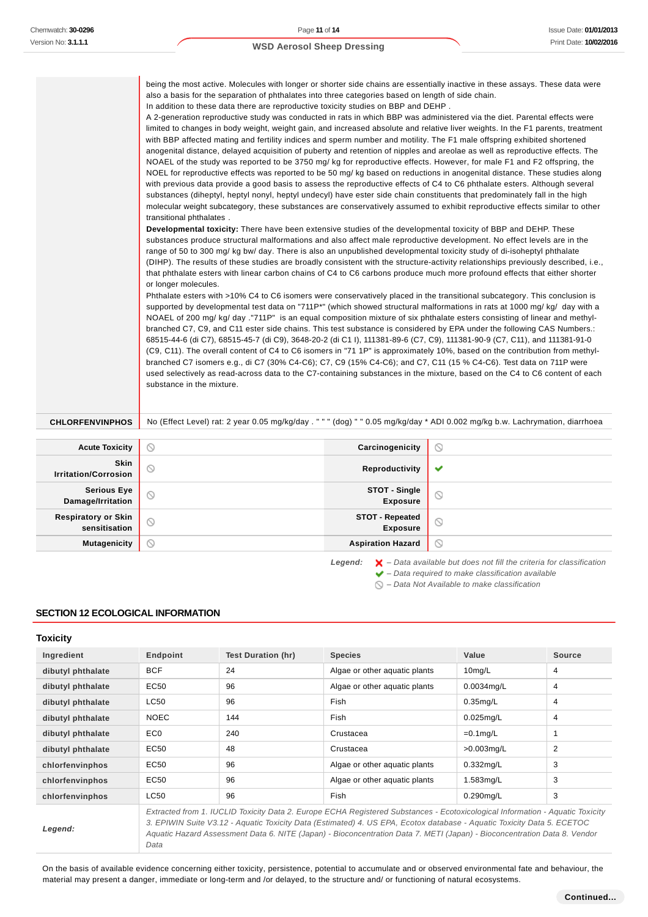| | |
|---|---|
| | being the most active. Molecules with longer or shorter side chains are essentially inactive in these assays. These data were also a basis for the separation of phthalates into three categories based on length of side chain. In addition to these data there are reproductive toxicity studies on BBP and DEHP . A 2-generation reproductive study was conducted in rats in which BBP was administered via the diet. Parental effects were limited to changes in body weight, weight gain, and increased absolute and relative liver weights. In the F1 parents, treatment with BBP affected mating and fertility indices and sperm number and motility. The F1 male offspring exhibited shortened anogenital distance, delayed acquisition of puberty and retention of nipples and areolae as well as reproductive effects. The NOAEL of the study was reported to be 3750 mg/ kg for reproductive effects. However, for male F1 and F2 offspring, the NOEL for reproductive effects was reported to be 50 mg/ kg based on reductions in anogenital distance. These studies along with previous data provide a good basis to assess the reproductive effects of C4 to C6 phthalate esters. Although several substances (diheptyl, heptyl nonyl, heptyl undecyl) have ester side chain constituents that predominately fall in the high molecular weight subcategory, these substances are conservatively assumed to exhibit reproductive effects similar to other transitional phthalates . **Developmental toxicity:** There have been extensive studies of the developmental toxicity of BBP and DEHP. These substances produce structural malformations and also affect male reproductive development. No effect levels are in the range of 50 to 300 mg/ kg bw/ day. There is also an unpublished developmental toxicity study of di-isoheptyl phthalate (DIHP). The results of these studies are broadly consistent with the structure-activity relationships previously described, i.e., that phthalate esters with linear carbon chains of C4 to C6 carbons produce much more profound effects that either shorter or longer molecules. Phthalate esters with >10% C4 to C6 isomers were conservatively placed in the transitional subcategory. This conclusion is supported by developmental test data on "711P*" (which showed structural malformations in rats at 1000 mg/ kg/ day with a NOAEL of 200 mg/ kg/ day ."711P" is an equal composition mixture of six phthalate esters consisting of linear and methyl-branched C7, C9, and C11 ester side chains. This test substance is considered by EPA under the following CAS Numbers.: 68515-44-6 (di C7), 68515-45-7 (di C9), 3648-20-2 (di C1 I), 111381-89-6 (C7, C9), 111381-90-9 (C7, C11), and 111381-91-0 (C9, C11). The overall content of C4 to C6 isomers in "71 1P" is approximately 10%, based on the contribution from methyl-branched C7 isomers e.g., di C7 (30% C4-C6); C7, C9 (15% C4-C6); and C7, C11 (15 % C4-C6). Test data on 711P were used selectively as read-across data to the C7-containing substances in the mixture, based on the C4 to C6 content of each substance in the mixture. |
| **CHLORFENVINPHOS** | No (Effect Level) rat: 2 year 0.05 mg/kg/day . " " " (dog) " " 0.05 mg/kg/day * ADI 0.002 mg/kg b.w. Lachrymation, diarrhoea |

| | | | |
|---|---|---|---|
| **Acute Toxicity** | ⦸ | **Carcinogenicity** | ⦸ |
| **Skin Irritation/Corrosion** | ⦸ | **Reproductivity** | ✔ |
| **Serious Eye Damage/Irritation** | ⦸ | **STOT - Single Exposure** | ⦸ |
| **Respiratory or Skin sensitisation** | ⦸ | **STOT - Repeated Exposure** | ⦸ |
| **Mutagenicity** | ⦸ | **Aspiration Hazard** | ⦸ |

*Legend:*
- ✘ *– Data available but does not fill the criteria for classification*
- ✔ *– Data required to make classification available*
- ⦸ *– Data Not Available to make classification*

## SECTION 12 ECOLOGICAL INFORMATION

### Toxicity

| Ingredient | Endpoint | Test Duration (hr) | Species | Value | Source |
|---|---|---|---|---|---|
| dibutyl phthalate | BCF | 24 | Algae or other aquatic plants | 10mg/L | 4 |
| dibutyl phthalate | EC50 | 96 | Algae or other aquatic plants | 0.0034mg/L | 4 |
| dibutyl phthalate | LC50 | 96 | Fish | 0.35mg/L | 4 |
| dibutyl phthalate | NOEC | 144 | Fish | 0.025mg/L | 4 |
| dibutyl phthalate | EC0 | 240 | Crustacea | =0.1mg/L | 1 |
| dibutyl phthalate | EC50 | 48 | Crustacea | >0.003mg/L | 2 |
| chlorfenvinphos | EC50 | 96 | Algae or other aquatic plants | 0.332mg/L | 3 |
| chlorfenvinphos | EC50 | 96 | Algae or other aquatic plants | 1.583mg/L | 3 |
| chlorfenvinphos | LC50 | 96 | Fish | 0.290mg/L | 3 |
| *Legend:* | *Extracted from 1. IUCLID Toxicity Data 2. Europe ECHA Registered Substances - Ecotoxicological Information - Aquatic Toxicity 3. EPIWIN Suite V3.12 - Aquatic Toxicity Data (Estimated) 4. US EPA, Ecotox database - Aquatic Toxicity Data 5. ECETOC Aquatic Hazard Assessment Data 6. NITE (Japan) - Bioconcentration Data 7. METI (Japan) - Bioconcentration Data 8. Vendor Data* | | | | |

On the basis of available evidence concerning either toxicity, persistence, potential to accumulate and or observed environmental fate and behaviour, the material may present a danger, immediate or long-term and /or delayed, to the structure and/ or functioning of natural ecosystems.

**Continued...**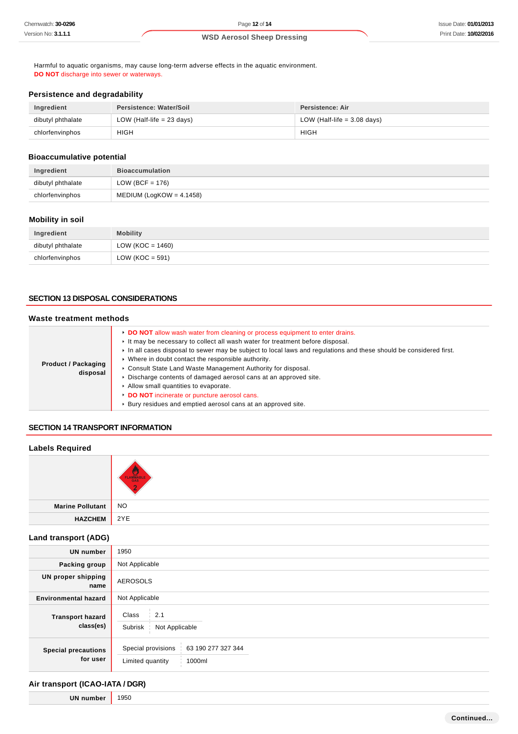Harmful to aquatic organisms, may cause long-term adverse effects in the aquatic environment.
**DO NOT** discharge into sewer or waterways.

### Persistence and degradability

| Ingredient | Persistence: Water/Soil | Persistence: Air |
|---|---|---|
| dibutyl phthalate | LOW (Half-life = 23 days) | LOW (Half-life = 3.08 days) |
| chlorfenvinphos | HIGH | HIGH |

### Bioaccumulative potential

| Ingredient | Bioaccumulation |
|---|---|
| dibutyl phthalate | LOW (BCF = 176) |
| chlorfenvinphos | MEDIUM (LogKOW = 4.1458) |

### Mobility in soil

| Ingredient | Mobility |
|---|---|
| dibutyl phthalate | LOW (KOC = 1460) |
| chlorfenvinphos | LOW (KOC = 591) |

## SECTION 13 DISPOSAL CONSIDERATIONS

### Waste treatment methods

| | |
|---|---|
| **Product / Packaging disposal** | ▸ **DO NOT** allow wash water from cleaning or process equipment to enter drains.<br>▸ It may be necessary to collect all wash water for treatment before disposal.<br>▸ In all cases disposal to sewer may be subject to local laws and regulations and these should be considered first.<br>▸ Where in doubt contact the responsible authority.<br>▸ Consult State Land Waste Management Authority for disposal.<br>▸ Discharge contents of damaged aerosol cans at an approved site.<br>▸ Allow small quantities to evaporate.<br>▸ **DO NOT** incinerate or puncture aerosol cans.<br>▸ Bury residues and emptied aerosol cans at an approved site. |

## SECTION 14 TRANSPORT INFORMATION

### Labels Required

| | |
|---|---|
| | FLAMMABLE GAS 2 |
| **Marine Pollutant** | NO |
| **HAZCHEM** | 2YE |

### Land transport (ADG)

| | |
|---|---|
| **UN number** | 1950 |
| **Packing group** | Not Applicable |
| **UN proper shipping name** | AEROSOLS |
| **Environmental hazard** | Not Applicable |
| **Transport hazard class(es)** | Class: 2.1<br>Subrisk: Not Applicable |
| **Special precautions for user** | Special provisions: 63 190 277 327 344<br>Limited quantity: 1000ml |

### Air transport (ICAO-IATA / DGR)

| | |
|---|---|
| **UN number** | 1950 |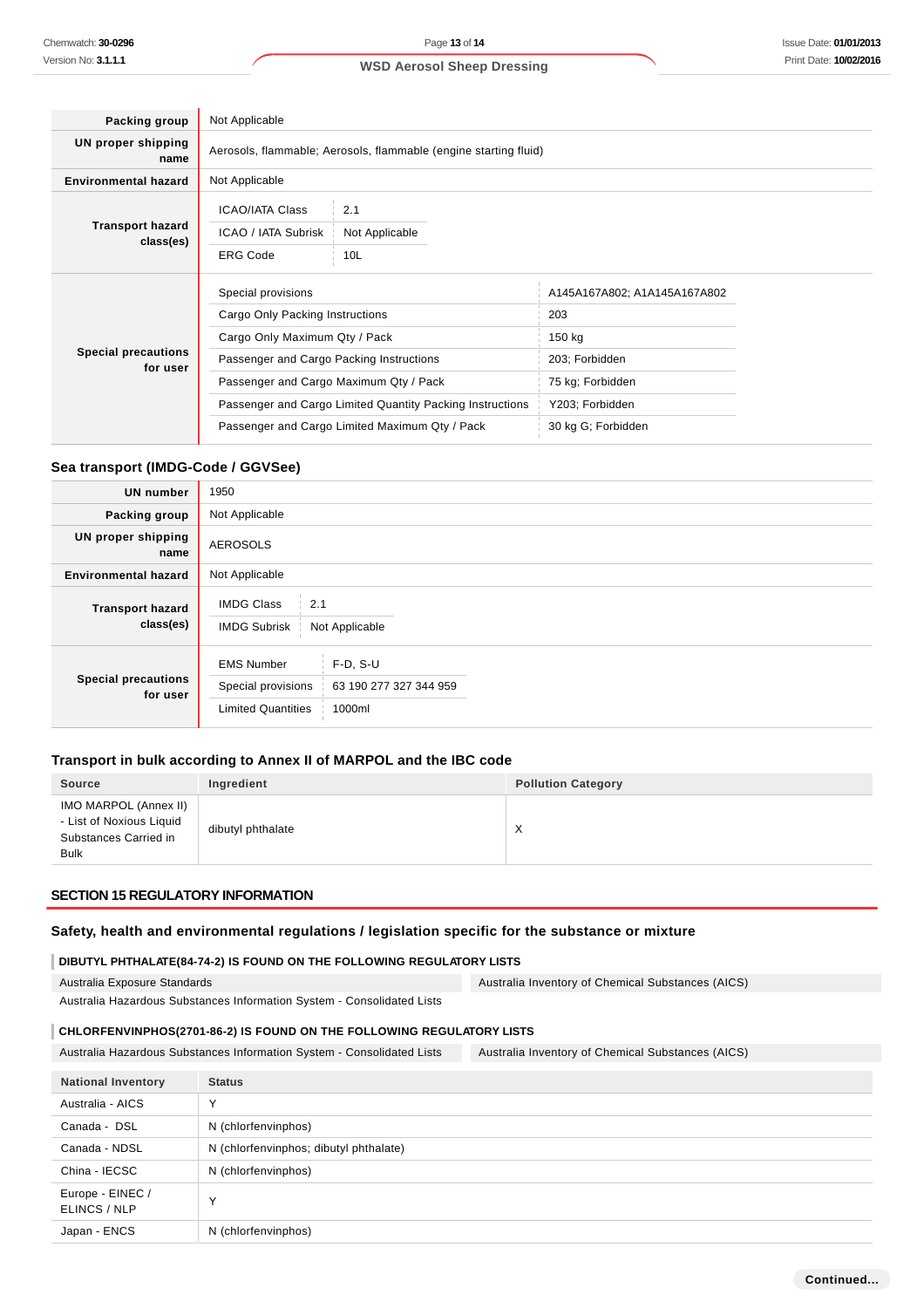| | |
|---|---|
| **Packing group** | Not Applicable |
| **UN proper shipping name** | Aerosols, flammable; Aerosols, flammable (engine starting fluid) |
| **Environmental hazard** | Not Applicable |
| **Transport hazard class(es)** | ICAO/IATA Class: 2.1<br>ICAO / IATA Subrisk: Not Applicable<br>ERG Code: 10L |
| **Special precautions for user** | Special provisions: A145A167A802; A1A145A167A802<br>Cargo Only Packing Instructions: 203<br>Cargo Only Maximum Qty / Pack: 150 kg<br>Passenger and Cargo Packing Instructions: 203; Forbidden<br>Passenger and Cargo Maximum Qty / Pack: 75 kg; Forbidden<br>Passenger and Cargo Limited Quantity Packing Instructions: Y203; Forbidden<br>Passenger and Cargo Limited Maximum Qty / Pack: 30 kg G; Forbidden |

### Sea transport (IMDG-Code / GGVSee)

| | |
|---|---|
| **UN number** | 1950 |
| **Packing group** | Not Applicable |
| **UN proper shipping name** | AEROSOLS |
| **Environmental hazard** | Not Applicable |
| **Transport hazard class(es)** | IMDG Class: 2.1<br>IMDG Subrisk: Not Applicable |
| **Special precautions for user** | EMS Number: F-D, S-U<br>Special provisions: 63 190 277 327 344 959<br>Limited Quantities: 1000ml |

### Transport in bulk according to Annex II of MARPOL and the IBC code

| Source | Ingredient | Pollution Category |
|---|---|---|
| IMO MARPOL (Annex II) - List of Noxious Liquid Substances Carried in Bulk | dibutyl phthalate | X |

## SECTION 15 REGULATORY INFORMATION

### Safety, health and environmental regulations / legislation specific for the substance or mixture

**DIBUTYL PHTHALATE(84-74-2) IS FOUND ON THE FOLLOWING REGULATORY LISTS**

- Australia Exposure Standards
- Australia Inventory of Chemical Substances (AICS)
- Australia Hazardous Substances Information System - Consolidated Lists

**CHLORFENVINPHOS(2701-86-2) IS FOUND ON THE FOLLOWING REGULATORY LISTS**

- Australia Hazardous Substances Information System - Consolidated Lists
- Australia Inventory of Chemical Substances (AICS)

| National Inventory | Status |
|---|---|
| Australia - AICS | Y |
| Canada - DSL | N (chlorfenvinphos) |
| Canada - NDSL | N (chlorfenvinphos; dibutyl phthalate) |
| China - IECSC | N (chlorfenvinphos) |
| Europe - EINEC / ELINCS / NLP | Y |
| Japan - ENCS | N (chlorfenvinphos) |

Continued...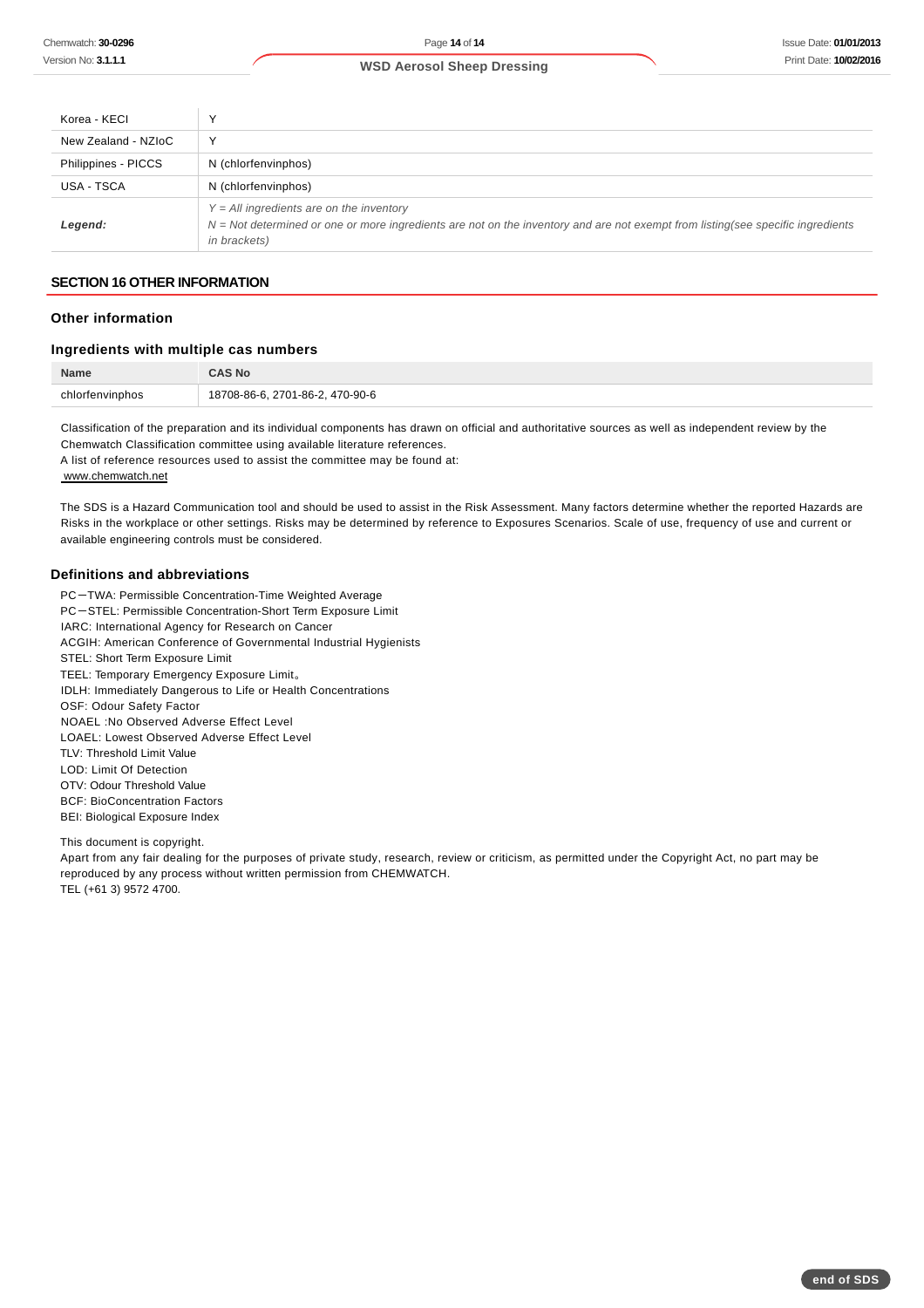| | |
|---|---|
| Korea - KECI | Y |
| New Zealand - NZIoC | Y |
| Philippines - PICCS | N (chlorfenvinphos) |
| USA - TSCA | N (chlorfenvinphos) |
| ***Legend:*** | *Y = All ingredients are on the inventory*<br>*N = Not determined or one or more ingredients are not on the inventory and are not exempt from listing(see specific ingredients in brackets)* |

## SECTION 16 OTHER INFORMATION

### Other information

### Ingredients with multiple cas numbers

| Name | CAS No |
|---|---|
| chlorfenvinphos | 18708-86-6, 2701-86-2, 470-90-6 |

Classification of the preparation and its individual components has drawn on official and authoritative sources as well as independent review by the Chemwatch Classification committee using available literature references.
A list of reference resources used to assist the committee may be found at:
www.chemwatch.net

The SDS is a Hazard Communication tool and should be used to assist in the Risk Assessment. Many factors determine whether the reported Hazards are Risks in the workplace or other settings. Risks may be determined by reference to Exposures Scenarios. Scale of use, frequency of use and current or available engineering controls must be considered.

### Definitions and abbreviations

PC－TWA: Permissible Concentration-Time Weighted Average
PC－STEL: Permissible Concentration-Short Term Exposure Limit
IARC: International Agency for Research on Cancer
ACGIH: American Conference of Governmental Industrial Hygienists
STEL: Short Term Exposure Limit
TEEL: Temporary Emergency Exposure Limit。
IDLH: Immediately Dangerous to Life or Health Concentrations
OSF: Odour Safety Factor
NOAEL :No Observed Adverse Effect Level
LOAEL: Lowest Observed Adverse Effect Level
TLV: Threshold Limit Value
LOD: Limit Of Detection
OTV: Odour Threshold Value
BCF: BioConcentration Factors
BEI: Biological Exposure Index

This document is copyright.
Apart from any fair dealing for the purposes of private study, research, review or criticism, as permitted under the Copyright Act, no part may be reproduced by any process without written permission from CHEMWATCH.
TEL (+61 3) 9572 4700.

end of SDS